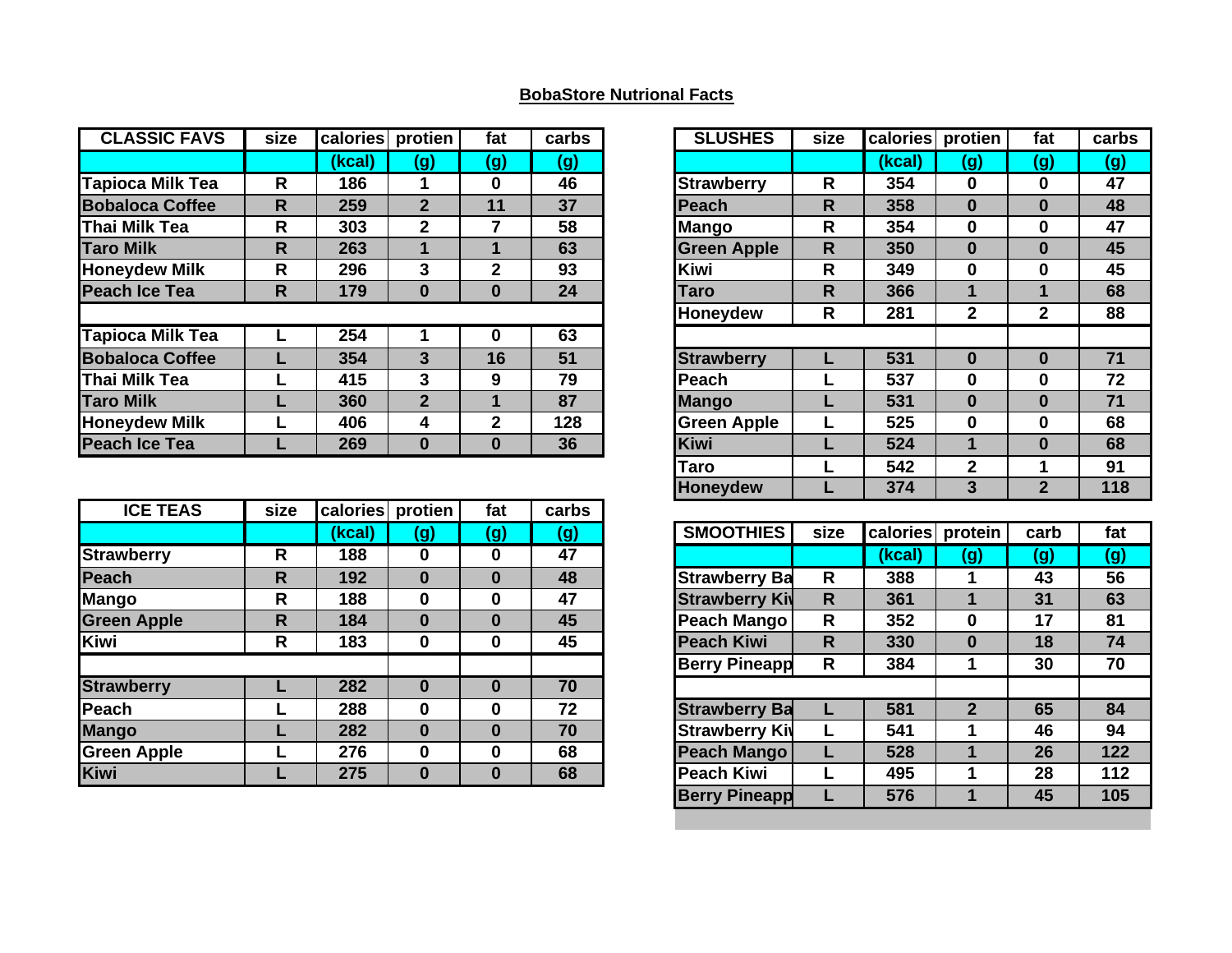## BobaStore Nutrional Facts

| CLASSIC FAVS | size | calories | protien | fat | carbs |
|---|---|---|---|---|---|
| | | (kcal) | (g) | (g) | (g) |
| Tapioca Milk Tea | R | 186 | 1 | 0 | 46 |
| Bobaloca Coffee | R | 259 | 2 | 11 | 37 |
| Thai Milk Tea | R | 303 | 2 | 7 | 58 |
| Taro Milk | R | 263 | 1 | 1 | 63 |
| Honeydew Milk | R | 296 | 3 | 2 | 93 |
| Peach Ice Tea | R | 179 | 0 | 0 | 24 |
| | | | | | |
| Tapioca Milk Tea | L | 254 | 1 | 0 | 63 |
| Bobaloca Coffee | L | 354 | 3 | 16 | 51 |
| Thai Milk Tea | L | 415 | 3 | 9 | 79 |
| Taro Milk | L | 360 | 2 | 1 | 87 |
| Honeydew Milk | L | 406 | 4 | 2 | 128 |
| Peach Ice Tea | L | 269 | 0 | 0 | 36 |

| ICE TEAS | size | calories | protien | fat | carbs |
|---|---|---|---|---|---|
| | | (kcal) | (g) | (g) | (g) |
| Strawberry | R | 188 | 0 | 0 | 47 |
| Peach | R | 192 | 0 | 0 | 48 |
| Mango | R | 188 | 0 | 0 | 47 |
| Green Apple | R | 184 | 0 | 0 | 45 |
| Kiwi | R | 183 | 0 | 0 | 45 |
| | | | | | |
| Strawberry | L | 282 | 0 | 0 | 70 |
| Peach | L | 288 | 0 | 0 | 72 |
| Mango | L | 282 | 0 | 0 | 70 |
| Green Apple | L | 276 | 0 | 0 | 68 |
| Kiwi | L | 275 | 0 | 0 | 68 |

| SLUSHES | size | calories | protien | fat | carbs |
|---|---|---|---|---|---|
| | | (kcal) | (g) | (g) | (g) |
| Strawberry | R | 354 | 0 | 0 | 47 |
| Peach | R | 358 | 0 | 0 | 48 |
| Mango | R | 354 | 0 | 0 | 47 |
| Green Apple | R | 350 | 0 | 0 | 45 |
| Kiwi | R | 349 | 0 | 0 | 45 |
| Taro | R | 366 | 1 | 1 | 68 |
| Honeydew | R | 281 | 2 | 2 | 88 |
| | | | | | |
| Strawberry | L | 531 | 0 | 0 | 71 |
| Peach | L | 537 | 0 | 0 | 72 |
| Mango | L | 531 | 0 | 0 | 71 |
| Green Apple | L | 525 | 0 | 0 | 68 |
| Kiwi | L | 524 | 1 | 0 | 68 |
| Taro | L | 542 | 2 | 1 | 91 |
| Honeydew | L | 374 | 3 | 2 | 118 |

| SMOOTHIES | size | calories | protein | carb | fat |
|---|---|---|---|---|---|
| | | (kcal) | (g) | (g) | (g) |
| Strawberry Ba | R | 388 | 1 | 43 | 56 |
| Strawberry Ki | R | 361 | 1 | 31 | 63 |
| Peach Mango | R | 352 | 0 | 17 | 81 |
| Peach Kiwi | R | 330 | 0 | 18 | 74 |
| Berry Pineapp | R | 384 | 1 | 30 | 70 |
| | | | | | |
| Strawberry Ba | L | 581 | 2 | 65 | 84 |
| Strawberry Ki | L | 541 | 1 | 46 | 94 |
| Peach Mango | L | 528 | 1 | 26 | 122 |
| Peach Kiwi | L | 495 | 1 | 28 | 112 |
| Berry Pineapp | L | 576 | 1 | 45 | 105 |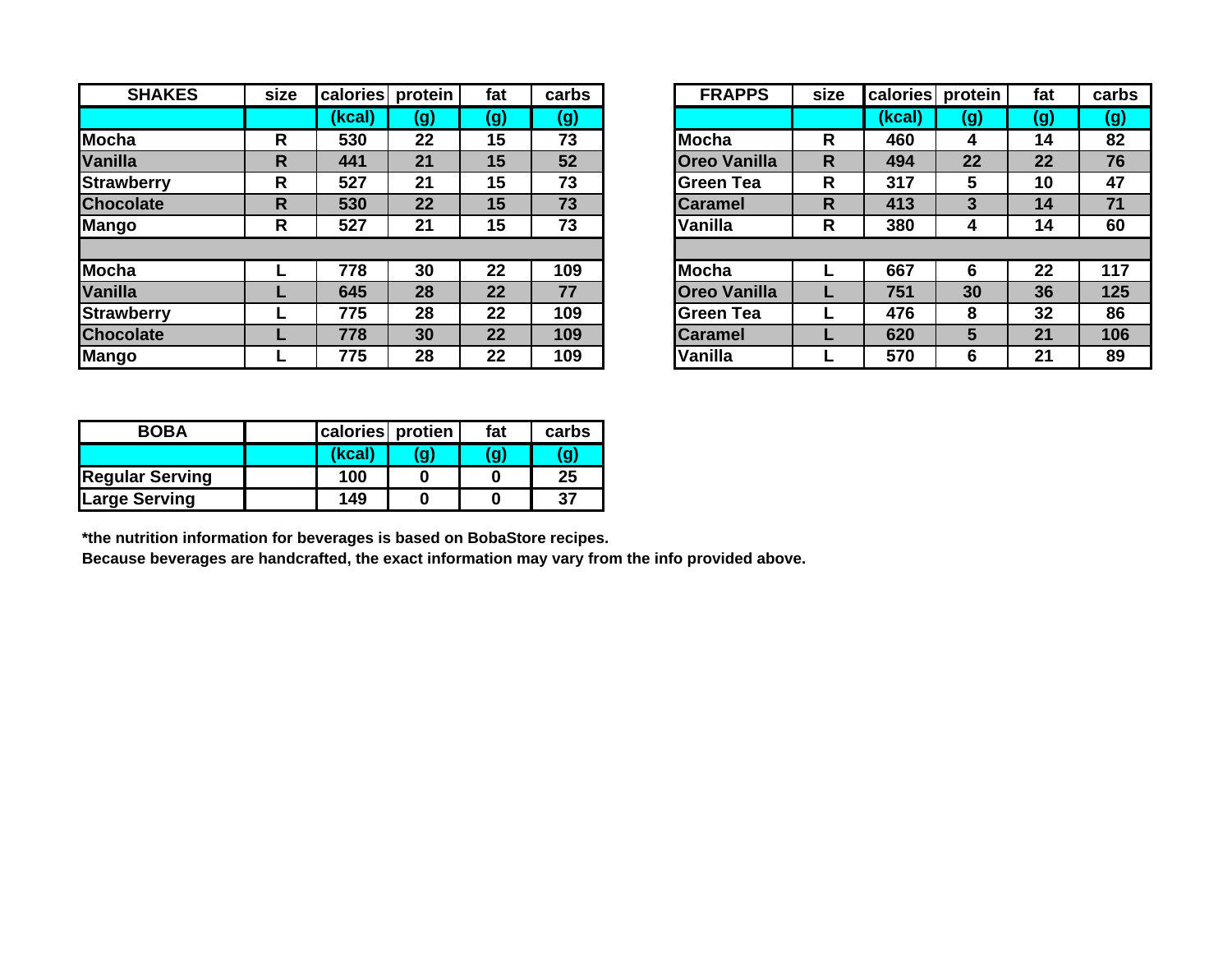| SHAKES | size | calories | protein | fat | carbs |
|---|---|---|---|---|---|
| | | (kcal) | (g) | (g) | (g) |
| Mocha | R | 530 | 22 | 15 | 73 |
| Vanilla | R | 441 | 21 | 15 | 52 |
| Strawberry | R | 527 | 21 | 15 | 73 |
| Chocolate | R | 530 | 22 | 15 | 73 |
| Mango | R | 527 | 21 | 15 | 73 |
| | | | | | |
| Mocha | L | 778 | 30 | 22 | 109 |
| Vanilla | L | 645 | 28 | 22 | 77 |
| Strawberry | L | 775 | 28 | 22 | 109 |
| Chocolate | L | 778 | 30 | 22 | 109 |
| Mango | L | 775 | 28 | 22 | 109 |

| FRAPPS | size | calories | protein | fat | carbs |
|---|---|---|---|---|---|
| | | (kcal) | (g) | (g) | (g) |
| Mocha | R | 460 | 4 | 14 | 82 |
| Oreo Vanilla | R | 494 | 22 | 22 | 76 |
| Green Tea | R | 317 | 5 | 10 | 47 |
| Caramel | R | 413 | 3 | 14 | 71 |
| Vanilla | R | 380 | 4 | 14 | 60 |
| | | | | | |
| Mocha | L | 667 | 6 | 22 | 117 |
| Oreo Vanilla | L | 751 | 30 | 36 | 125 |
| Green Tea | L | 476 | 8 | 32 | 86 |
| Caramel | L | 620 | 5 | 21 | 106 |
| Vanilla | L | 570 | 6 | 21 | 89 |

| BOBA | | calories | protien | fat | carbs |
|---|---|---|---|---|---|
| | | (kcal) | (g) | (g) | (g) |
| Regular Serving | | 100 | 0 | 0 | 25 |
| Large Serving | | 149 | 0 | 0 | 37 |

**\*the nutrition information for beverages is based on BobaStore recipes.**
**Because beverages are handcrafted, the exact information may vary from the info provided above.**